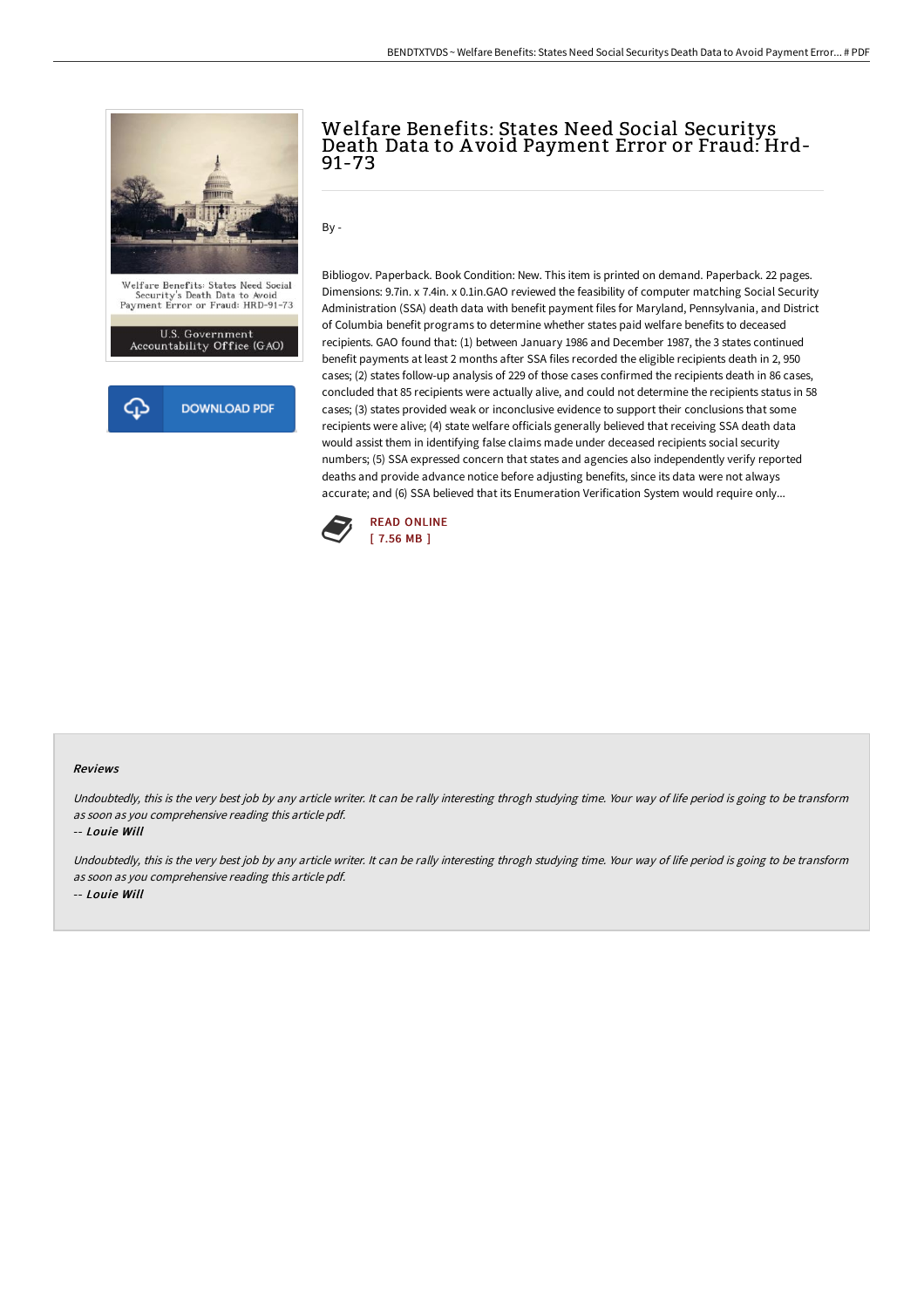# Welfare Benefits: States Need Social Securitys Death Data to Avoid Payment Error or Fraud: Hrd-91-73

By -

Bibliogov. Paperback. Book Condition: New. This item is printed on demand. Paperback. 22 pages. Dimensions: 9.7in. x 7.4in. x 0.1in.GAO reviewed the feasibility of computer matching Social Security Administration (SSA) death data with benefit payment files for Maryland, Pennsylvania, and District of Columbia benefit programs to determine whether states paid welfare benefits to deceased recipients. GAO found that: (1) between January 1986 and December 1987, the 3 states continued benefit payments at least 2 months after SSA files recorded the eligible recipients death in 2, 950 cases; (2) states follow-up analysis of 229 of those cases confirmed the recipients death in 86 cases, concluded that 85 recipients were actually alive, and could not determine the recipients status in 58 cases; (3) states provided weak or inconclusive evidence to support their conclusions that some recipients were alive; (4) state welfare officials generally believed that receiving SSA death data would assist them in identifying false claims made under deceased recipients social security numbers; (5) SSA expressed concern that states and agencies also independently verify reported deaths and provide advance notice before adjusting benefits, since its data were not always accurate; and (6) SSA believed that its Enumeration Verification System would require only...

DOWNLOAD PDF

READ ONLINE
[ 7.56 MB ]

### Reviews

*Undoubtedly, this is the very best job by any article writer. It can be rally interesting throgh studying time. Your way of life period is going to be transform as soon as you comprehensive reading this article pdf.*

-- ***Louie Will***

*Undoubtedly, this is the very best job by any article writer. It can be rally interesting throgh studying time. Your way of life period is going to be transform as soon as you comprehensive reading this article pdf.*

-- ***Louie Will***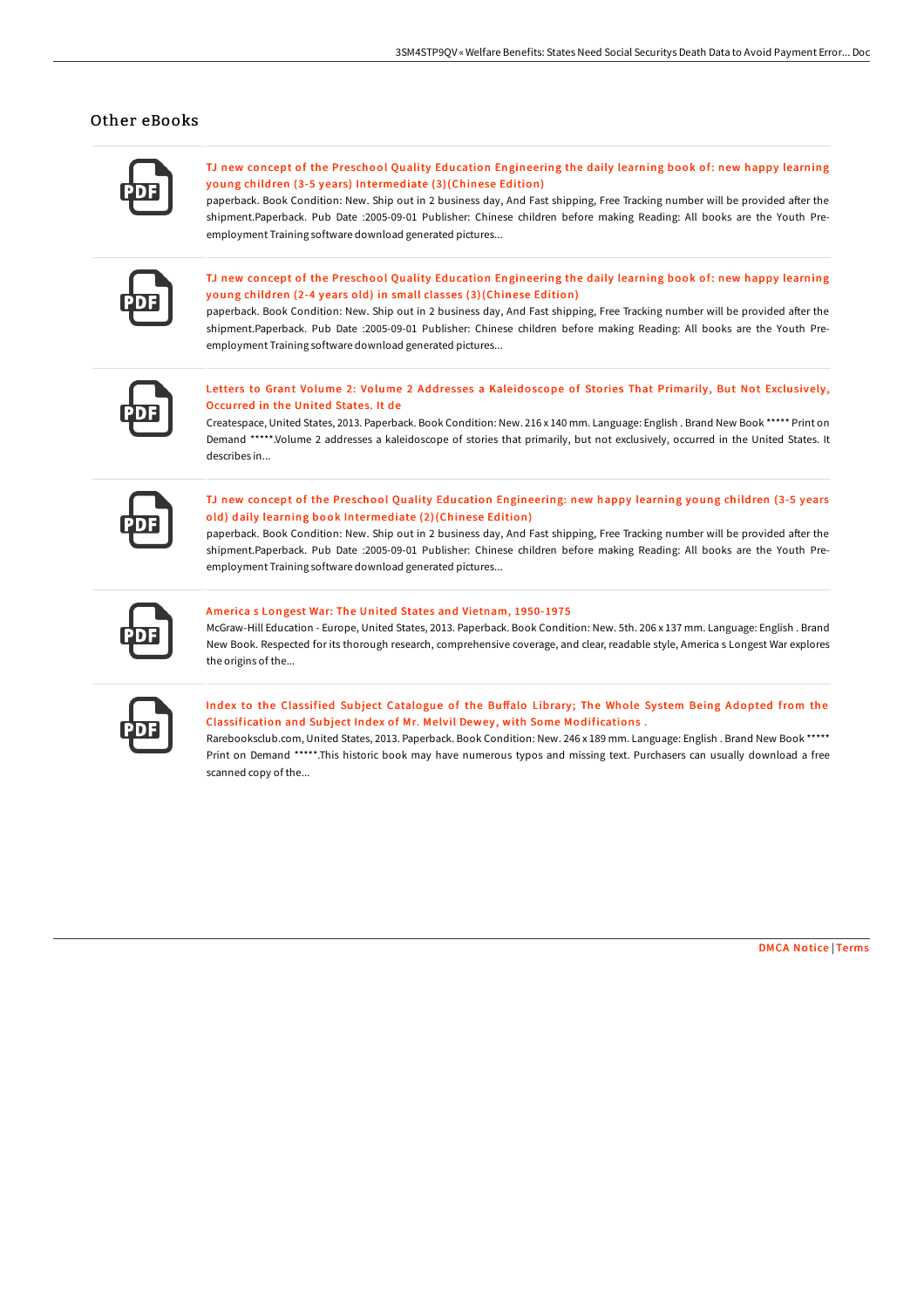## Other eBooks

**TJ new concept of the Preschool Quality Education Engineering the daily learning book of: new happy learning young children (3-5 years) Intermediate (3)(Chinese Edition)**

paperback. Book Condition: New. Ship out in 2 business day, And Fast shipping, Free Tracking number will be provided after the shipment.Paperback. Pub Date :2005-09-01 Publisher: Chinese children before making Reading: All books are the Youth Pre-employment Training software download generated pictures...

**TJ new concept of the Preschool Quality Education Engineering the daily learning book of: new happy learning young children (2-4 years old) in small classes (3)(Chinese Edition)**

paperback. Book Condition: New. Ship out in 2 business day, And Fast shipping, Free Tracking number will be provided after the shipment.Paperback. Pub Date :2005-09-01 Publisher: Chinese children before making Reading: All books are the Youth Pre-employment Training software download generated pictures...

**Letters to Grant Volume 2: Volume 2 Addresses a Kaleidoscope of Stories That Primarily, But Not Exclusively, Occurred in the United States. It de**

Createspace, United States, 2013. Paperback. Book Condition: New. 216 x 140 mm. Language: English . Brand New Book ***** Print on Demand *****.Volume 2 addresses a kaleidoscope of stories that primarily, but not exclusively, occurred in the United States. It describes in...

**TJ new concept of the Preschool Quality Education Engineering: new happy learning young children (3-5 years old) daily learning book Intermediate (2)(Chinese Edition)**

paperback. Book Condition: New. Ship out in 2 business day, And Fast shipping, Free Tracking number will be provided after the shipment.Paperback. Pub Date :2005-09-01 Publisher: Chinese children before making Reading: All books are the Youth Pre-employment Training software download generated pictures...

**America s Longest War: The United States and Vietnam, 1950-1975**

McGraw-Hill Education - Europe, United States, 2013. Paperback. Book Condition: New. 5th. 206 x 137 mm. Language: English . Brand New Book. Respected for its thorough research, comprehensive coverage, and clear, readable style, America s Longest War explores the origins of the...

**Index to the Classified Subject Catalogue of the Buffalo Library; The Whole System Being Adopted from the Classification and Subject Index of Mr. Melvil Dewey, with Some Modifications .**

Rarebooksclub.com, United States, 2013. Paperback. Book Condition: New. 246 x 189 mm. Language: English . Brand New Book ***** Print on Demand *****.This historic book may have numerous typos and missing text. Purchasers can usually download a free scanned copy of the...

DMCA Notice | Terms